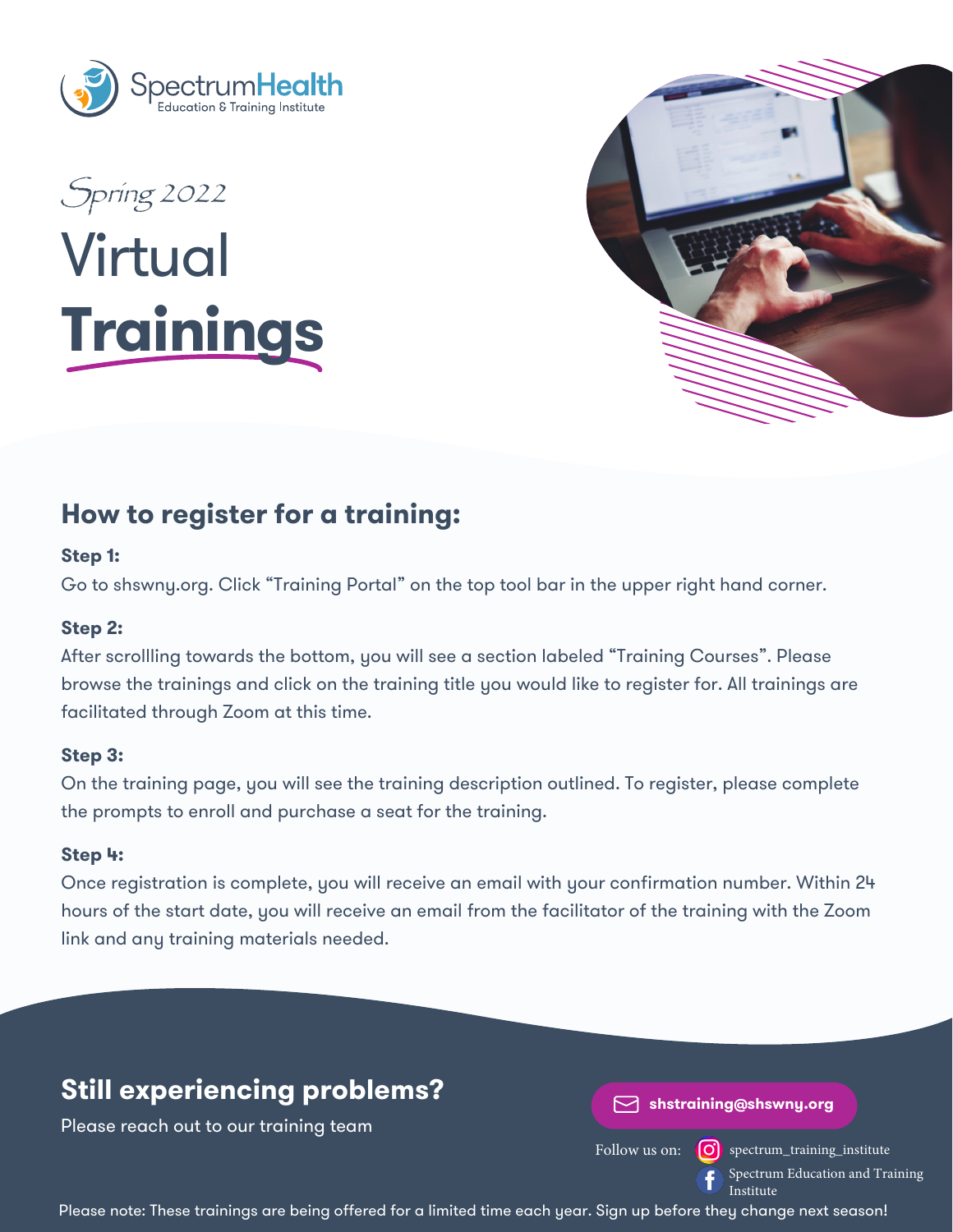SpectrumHealth
Education & Training Institute

*Spring 2022*

# Virtual **Trainings**

## How to register for a training:

**Step 1:**

Go to shswny.org. Click "Training Portal" on the top tool bar in the upper right hand corner.

**Step 2:**

After scrollling towards the bottom, you will see a section labeled "Training Courses". Please browse the trainings and click on the training title you would like to register for. All trainings are facilitated through Zoom at this time.

**Step 3:**

On the training page, you will see the training description outlined. To register, please complete the prompts to enroll and purchase a seat for the training.

**Step 4:**

Once registration is complete, you will receive an email with your confirmation number. Within 24 hours of the start date, you will receive an email from the facilitator of the training with the Zoom link and any training materials needed.

## Still experiencing problems?

Please reach out to our training team

**shstraining@shswny.org**

Follow us on: spectrum_training_institute

Spectrum Education and Training Institute

Please note: These trainings are being offered for a limited time each year. Sign up before they change next season!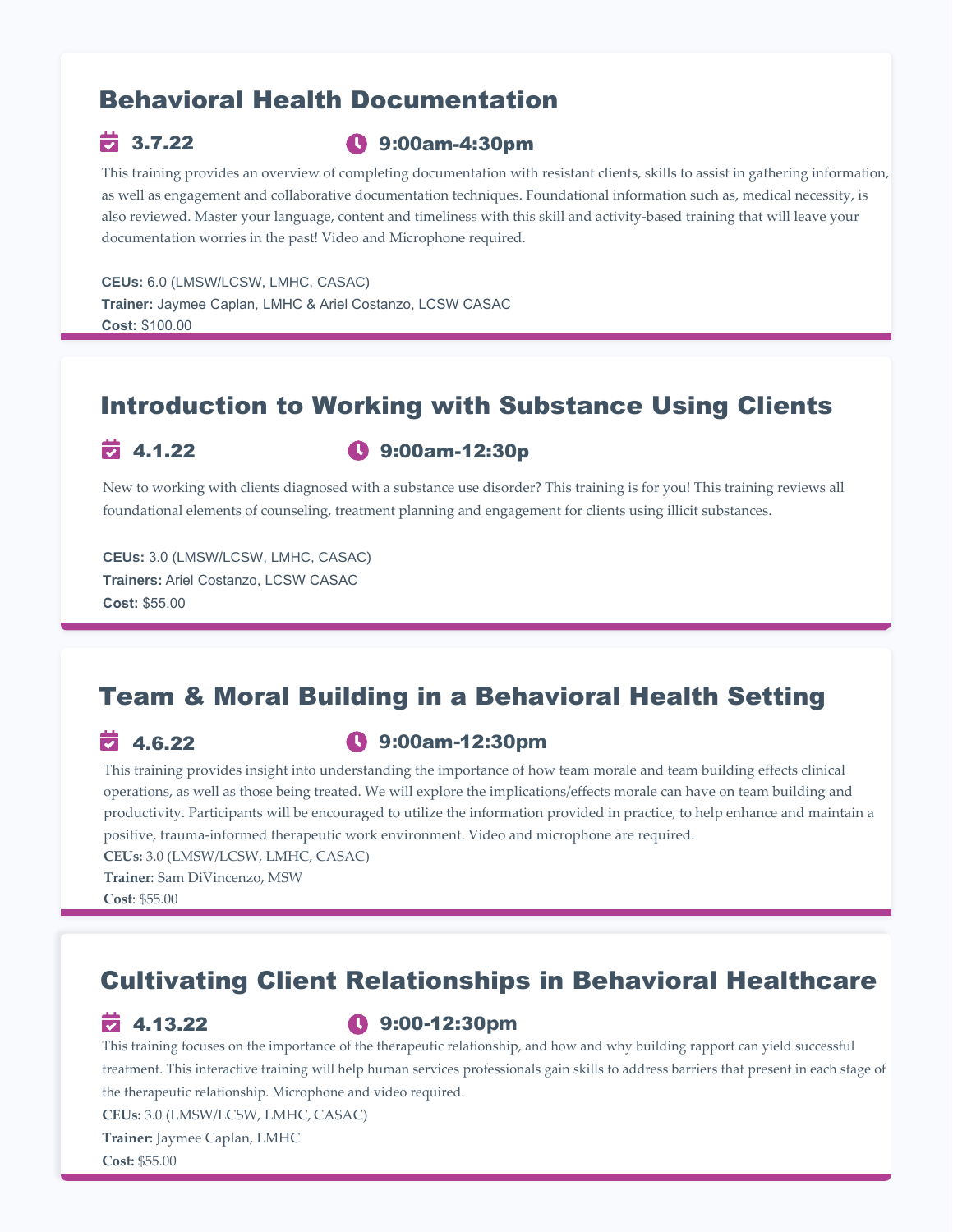## Behavioral Health Documentation

**3.7.22** **9:00am-4:30pm**

This training provides an overview of completing documentation with resistant clients, skills to assist in gathering information, as well as engagement and collaborative documentation techniques. Foundational information such as, medical necessity, is also reviewed. Master your language, content and timeliness with this skill and activity-based training that will leave your documentation worries in the past! Video and Microphone required.

**CEUs:** 6.0 (LMSW/LCSW, LMHC, CASAC)
**Trainer:** Jaymee Caplan, LMHC & Ariel Costanzo, LCSW CASAC
**Cost:** $100.00

## Introduction to Working with Substance Using Clients

**4.1.22** **9:00am-12:30p**

New to working with clients diagnosed with a substance use disorder? This training is for you! This training reviews all foundational elements of counseling, treatment planning and engagement for clients using illicit substances.

**CEUs:** 3.0 (LMSW/LCSW, LMHC, CASAC)
**Trainers:** Ariel Costanzo, LCSW CASAC
**Cost:** $55.00

## Team & Moral Building in a Behavioral Health Setting

**4.6.22** **9:00am-12:30pm**

This training provides insight into understanding the importance of how team morale and team building effects clinical operations, as well as those being treated. We will explore the implications/effects morale can have on team building and productivity. Participants will be encouraged to utilize the information provided in practice, to help enhance and maintain a positive, trauma-informed therapeutic work environment. Video and microphone are required.
**CEUs:** 3.0 (LMSW/LCSW, LMHC, CASAC)
**Trainer**: Sam DiVincenzo, MSW
**Cost**: $55.00

## Cultivating Client Relationships in Behavioral Healthcare

**4.13.22** **9:00-12:30pm**

This training focuses on the importance of the therapeutic relationship, and how and why building rapport can yield successful treatment. This interactive training will help human services professionals gain skills to address barriers that present in each stage of the therapeutic relationship. Microphone and video required.
**CEUs:** 3.0 (LMSW/LCSW, LMHC, CASAC)
**Trainer:** Jaymee Caplan, LMHC
**Cost:** $55.00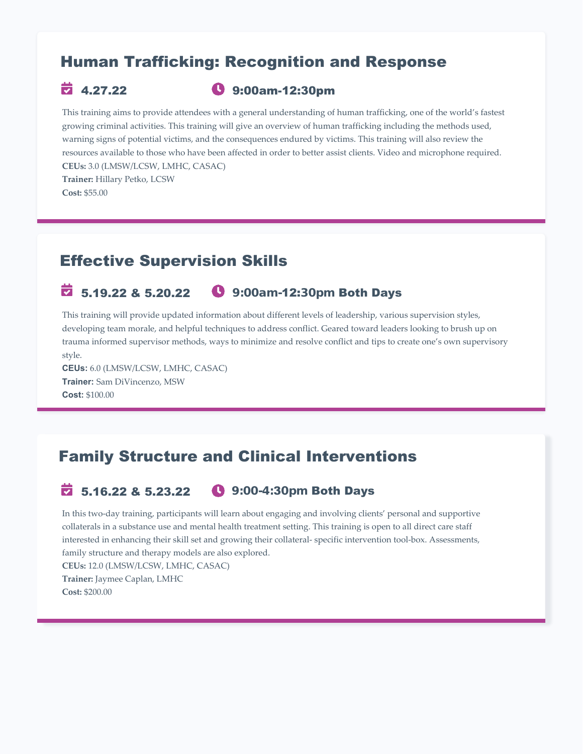## Human Trafficking: Recognition and Response

**4.27.22** **9:00am-12:30pm**

This training aims to provide attendees with a general understanding of human trafficking, one of the world's fastest growing criminal activities. This training will give an overview of human trafficking including the methods used, warning signs of potential victims, and the consequences endured by victims. This training will also review the resources available to those who have been affected in order to better assist clients. Video and microphone required.

**CEUs:** 3.0 (LMSW/LCSW, LMHC, CASAC)
**Trainer:** Hillary Petko, LCSW
**Cost:** $55.00

## Effective Supervision Skills

**5.19.22 & 5.20.22** **9:00am-12:30pm Both Days**

This training will provide updated information about different levels of leadership, various supervision styles, developing team morale, and helpful techniques to address conflict. Geared toward leaders looking to brush up on trauma informed supervisor methods, ways to minimize and resolve conflict and tips to create one's own supervisory style.

**CEUs:** 6.0 (LMSW/LCSW, LMHC, CASAC)
**Trainer:** Sam DiVincenzo, MSW
**Cost:** $100.00

## Family Structure and Clinical Interventions

**5.16.22 & 5.23.22** **9:00-4:30pm Both Days**

In this two-day training, participants will learn about engaging and involving clients' personal and supportive collaterals in a substance use and mental health treatment setting. This training is open to all direct care staff interested in enhancing their skill set and growing their collateral- specific intervention tool-box. Assessments, family structure and therapy models are also explored.

**CEUs:** 12.0 (LMSW/LCSW, LMHC, CASAC)
**Trainer:** Jaymee Caplan, LMHC
**Cost:** $200.00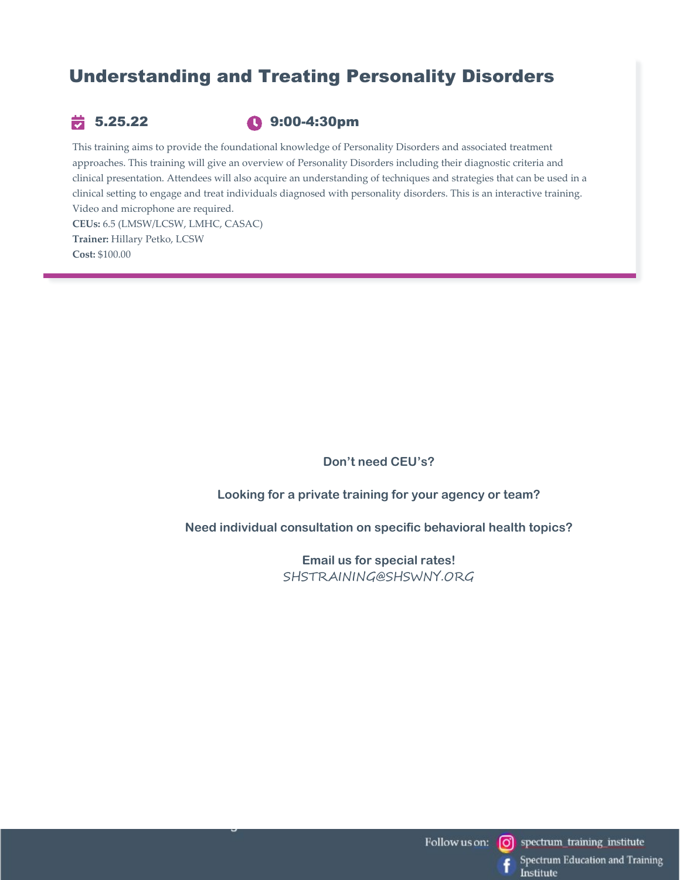## Understanding and Treating Personality Disorders

**5.25.22** **9:00-4:30pm**

This training aims to provide the foundational knowledge of Personality Disorders and associated treatment approaches. This training will give an overview of Personality Disorders including their diagnostic criteria and clinical presentation. Attendees will also acquire an understanding of techniques and strategies that can be used in a clinical setting to engage and treat individuals diagnosed with personality disorders. This is an interactive training. Video and microphone are required.

**CEUs:** 6.5 (LMSW/LCSW, LMHC, CASAC)
**Trainer:** Hillary Petko, LCSW
**Cost:** $100.00

**Don't need CEU's?**

**Looking for a private training for your agency or team?**

**Need individual consultation on specific behavioral health topics?**

**Email us for special rates!**
SHSTRAINING@SHSWNY.ORG

Follow us on: spectrum_training_institute
Spectrum Education and Training Institute